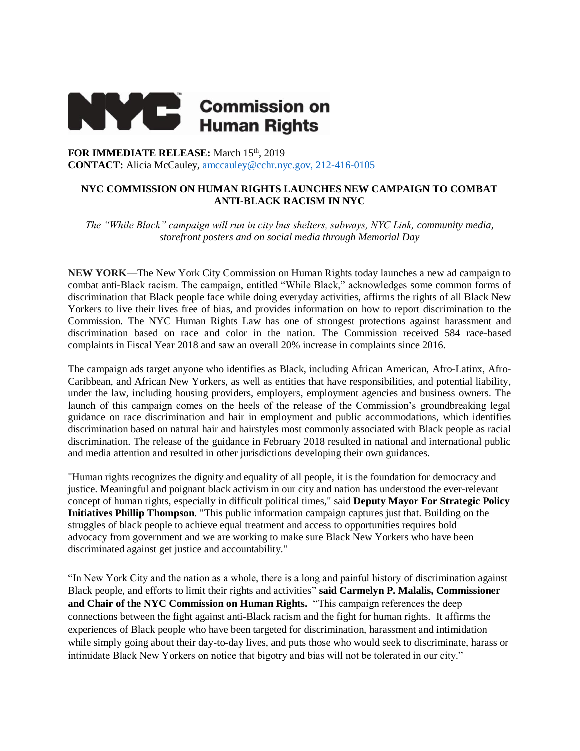**NYC Commission on Human Rights**

**FOR IMMEDIATE RELEASE:** March 15th, 2019
**CONTACT:** Alicia McCauley, amccauley@cchr.nyc.gov, 212-416-0105

## NYC COMMISSION ON HUMAN RIGHTS LAUNCHES NEW CAMPAIGN TO COMBAT ANTI-BLACK RACISM IN NYC

*The "While Black" campaign will run in city bus shelters, subways, NYC Link, community media, storefront posters and on social media through Memorial Day*

**NEW YORK**—The New York City Commission on Human Rights today launches a new ad campaign to combat anti-Black racism. The campaign, entitled "While Black," acknowledges some common forms of discrimination that Black people face while doing everyday activities, affirms the rights of all Black New Yorkers to live their lives free of bias, and provides information on how to report discrimination to the Commission. The NYC Human Rights Law has one of strongest protections against harassment and discrimination based on race and color in the nation. The Commission received 584 race-based complaints in Fiscal Year 2018 and saw an overall 20% increase in complaints since 2016.

The campaign ads target anyone who identifies as Black, including African American, Afro-Latinx, Afro-Caribbean, and African New Yorkers, as well as entities that have responsibilities, and potential liability, under the law, including housing providers, employers, employment agencies and business owners. The launch of this campaign comes on the heels of the release of the Commission's groundbreaking legal guidance on race discrimination and hair in employment and public accommodations, which identifies discrimination based on natural hair and hairstyles most commonly associated with Black people as racial discrimination. The release of the guidance in February 2018 resulted in national and international public and media attention and resulted in other jurisdictions developing their own guidances.

"Human rights recognizes the dignity and equality of all people, it is the foundation for democracy and justice. Meaningful and poignant black activism in our city and nation has understood the ever-relevant concept of human rights, especially in difficult political times," said **Deputy Mayor For Strategic Policy Initiatives Phillip Thompson**. "This public information campaign captures just that. Building on the struggles of black people to achieve equal treatment and access to opportunities requires bold advocacy from government and we are working to make sure Black New Yorkers who have been discriminated against get justice and accountability."

"In New York City and the nation as a whole, there is a long and painful history of discrimination against Black people, and efforts to limit their rights and activities" **said Carmelyn P. Malalis, Commissioner and Chair of the NYC Commission on Human Rights.** "This campaign references the deep connections between the fight against anti-Black racism and the fight for human rights. It affirms the experiences of Black people who have been targeted for discrimination, harassment and intimidation while simply going about their day-to-day lives, and puts those who would seek to discriminate, harass or intimidate Black New Yorkers on notice that bigotry and bias will not be tolerated in our city."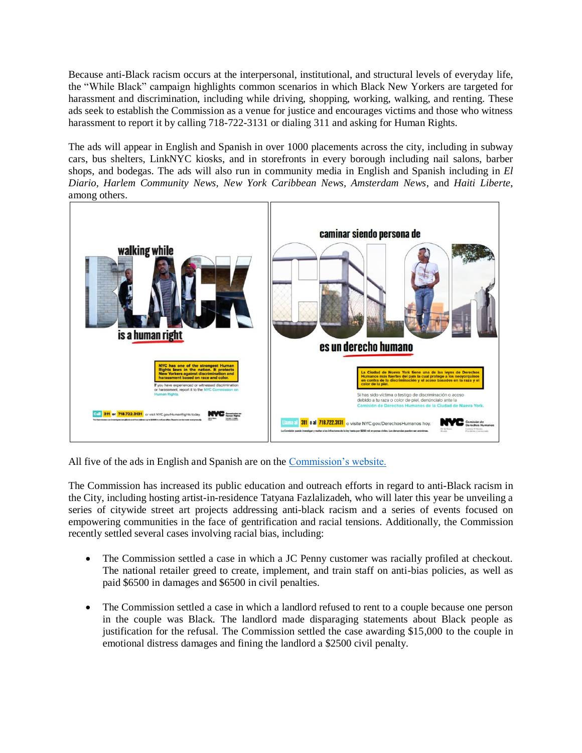Because anti-Black racism occurs at the interpersonal, institutional, and structural levels of everyday life, the "While Black" campaign highlights common scenarios in which Black New Yorkers are targeted for harassment and discrimination, including while driving, shopping, working, walking, and renting. These ads seek to establish the Commission as a venue for justice and encourages victims and those who witness harassment to report it by calling 718-722-3131 or dialing 311 and asking for Human Rights.

The ads will appear in English and Spanish in over 1000 placements across the city, including in subway cars, bus shelters, LinkNYC kiosks, and in storefronts in every borough including nail salons, barber shops, and bodegas. The ads will also run in community media in English and Spanish including in *El Diario*, *Harlem Community News*, *New York Caribbean News*, *Amsterdam News*, and *Haiti Liberte*, among others.

All five of the ads in English and Spanish are on the [Commission's website.]()

The Commission has increased its public education and outreach efforts in regard to anti-Black racism in the City, including hosting artist-in-residence Tatyana Fazlalizadeh, who will later this year be unveiling a series of citywide street art projects addressing anti-black racism and a series of events focused on empowering communities in the face of gentrification and racial tensions. Additionally, the Commission recently settled several cases involving racial bias, including:

- The Commission settled a case in which a JC Penny customer was racially profiled at checkout. The national retailer greed to create, implement, and train staff on anti-bias policies, as well as paid $6500 in damages and $6500 in civil penalties.
- The Commission settled a case in which a landlord refused to rent to a couple because one person in the couple was Black. The landlord made disparaging statements about Black people as justification for the refusal. The Commission settled the case awarding $15,000 to the couple in emotional distress damages and fining the landlord a $2500 civil penalty.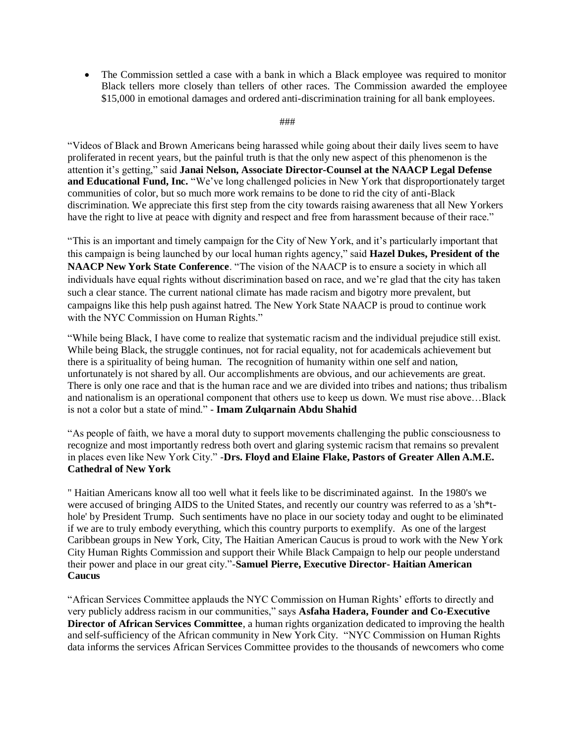- The Commission settled a case with a bank in which a Black employee was required to monitor Black tellers more closely than tellers of other races. The Commission awarded the employee $15,000 in emotional damages and ordered anti-discrimination training for all bank employees.

###

"Videos of Black and Brown Americans being harassed while going about their daily lives seem to have proliferated in recent years, but the painful truth is that the only new aspect of this phenomenon is the attention it's getting," said **Janai Nelson, Associate Director-Counsel at the NAACP Legal Defense and Educational Fund, Inc.** "We've long challenged policies in New York that disproportionately target communities of color, but so much more work remains to be done to rid the city of anti-Black discrimination. We appreciate this first step from the city towards raising awareness that all New Yorkers have the right to live at peace with dignity and respect and free from harassment because of their race."

"This is an important and timely campaign for the City of New York, and it's particularly important that this campaign is being launched by our local human rights agency," said **Hazel Dukes, President of the NAACP New York State Conference**. "The vision of the NAACP is to ensure a society in which all individuals have equal rights without discrimination based on race, and we're glad that the city has taken such a clear stance. The current national climate has made racism and bigotry more prevalent, but campaigns like this help push against hatred. The New York State NAACP is proud to continue work with the NYC Commission on Human Rights."

"While being Black, I have come to realize that systematic racism and the individual prejudice still exist. While being Black, the struggle continues, not for racial equality, not for academicals achievement but there is a spirituality of being human. The recognition of humanity within one self and nation, unfortunately is not shared by all. Our accomplishments are obvious, and our achievements are great. There is only one race and that is the human race and we are divided into tribes and nations; thus tribalism and nationalism is an operational component that others use to keep us down. We must rise above…Black is not a color but a state of mind." - **Imam Zulqarnain Abdu Shahid**

"As people of faith, we have a moral duty to support movements challenging the public consciousness to recognize and most importantly redress both overt and glaring systemic racism that remains so prevalent in places even like New York City." -**Drs. Floyd and Elaine Flake, Pastors of Greater Allen A.M.E. Cathedral of New York**

" Haitian Americans know all too well what it feels like to be discriminated against. In the 1980's we were accused of bringing AIDS to the United States, and recently our country was referred to as a 'sh*t-hole' by President Trump. Such sentiments have no place in our society today and ought to be eliminated if we are to truly embody everything, which this country purports to exemplify. As one of the largest Caribbean groups in New York, City, The Haitian American Caucus is proud to work with the New York City Human Rights Commission and support their While Black Campaign to help our people understand their power and place in our great city."-**Samuel Pierre, Executive Director- Haitian American Caucus**

"African Services Committee applauds the NYC Commission on Human Rights' efforts to directly and very publicly address racism in our communities," says **Asfaha Hadera, Founder and Co-Executive Director of African Services Committee**, a human rights organization dedicated to improving the health and self-sufficiency of the African community in New York City. "NYC Commission on Human Rights data informs the services African Services Committee provides to the thousands of newcomers who come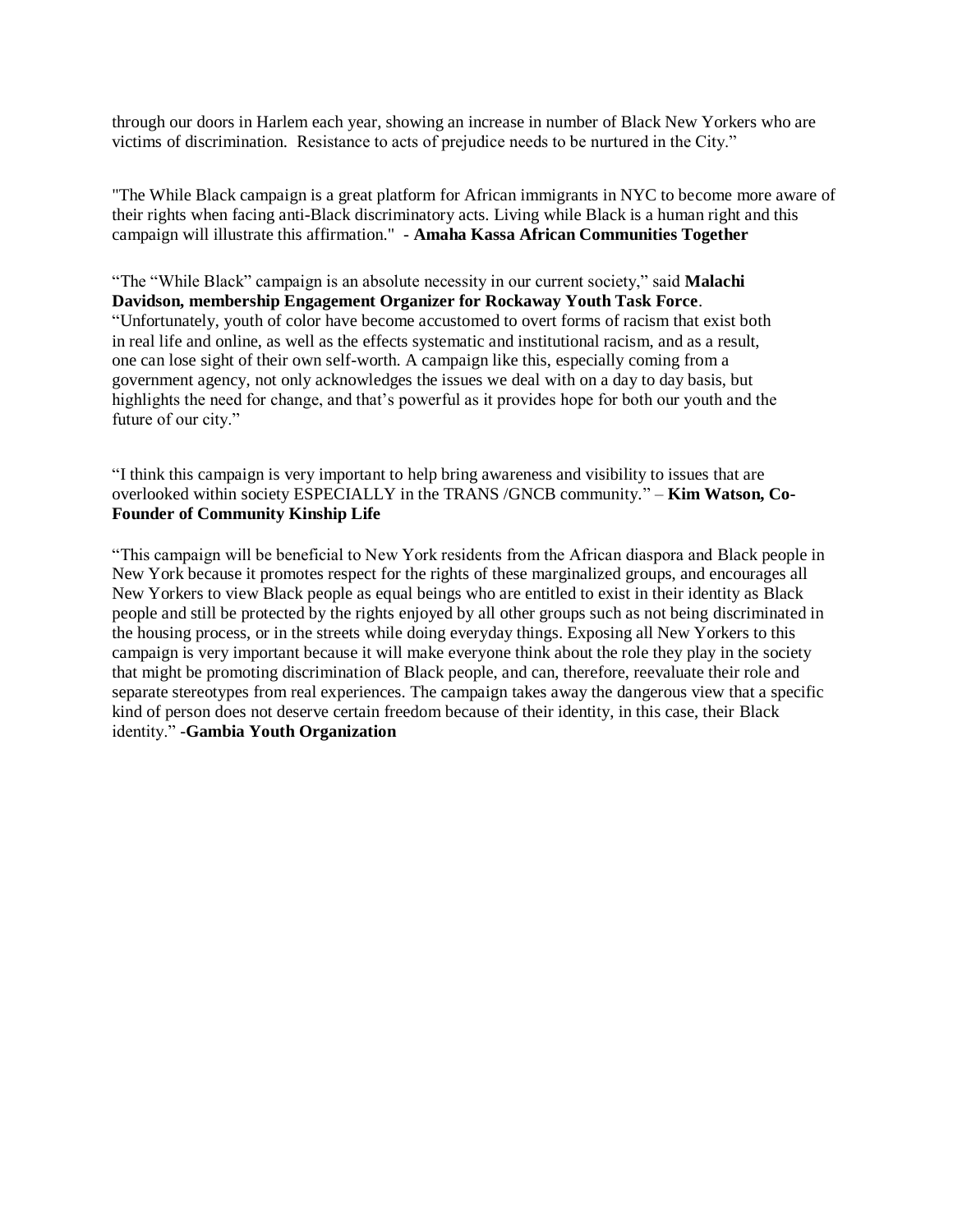through our doors in Harlem each year, showing an increase in number of Black New Yorkers who are victims of discrimination. Resistance to acts of prejudice needs to be nurtured in the City."

"The While Black campaign is a great platform for African immigrants in NYC to become more aware of their rights when facing anti-Black discriminatory acts. Living while Black is a human right and this campaign will illustrate this affirmation." - **Amaha Kassa African Communities Together**

"The "While Black" campaign is an absolute necessity in our current society," said **Malachi Davidson, membership Engagement Organizer for Rockaway Youth Task Force**. "Unfortunately, youth of color have become accustomed to overt forms of racism that exist both in real life and online, as well as the effects systematic and institutional racism, and as a result, one can lose sight of their own self-worth. A campaign like this, especially coming from a government agency, not only acknowledges the issues we deal with on a day to day basis, but highlights the need for change, and that's powerful as it provides hope for both our youth and the future of our city."

"I think this campaign is very important to help bring awareness and visibility to issues that are overlooked within society ESPECIALLY in the TRANS /GNCB community." – **Kim Watson, Co-Founder of Community Kinship Life**

"This campaign will be beneficial to New York residents from the African diaspora and Black people in New York because it promotes respect for the rights of these marginalized groups, and encourages all New Yorkers to view Black people as equal beings who are entitled to exist in their identity as Black people and still be protected by the rights enjoyed by all other groups such as not being discriminated in the housing process, or in the streets while doing everyday things. Exposing all New Yorkers to this campaign is very important because it will make everyone think about the role they play in the society that might be promoting discrimination of Black people, and can, therefore, reevaluate their role and separate stereotypes from real experiences. The campaign takes away the dangerous view that a specific kind of person does not deserve certain freedom because of their identity, in this case, their Black identity." -**Gambia Youth Organization**